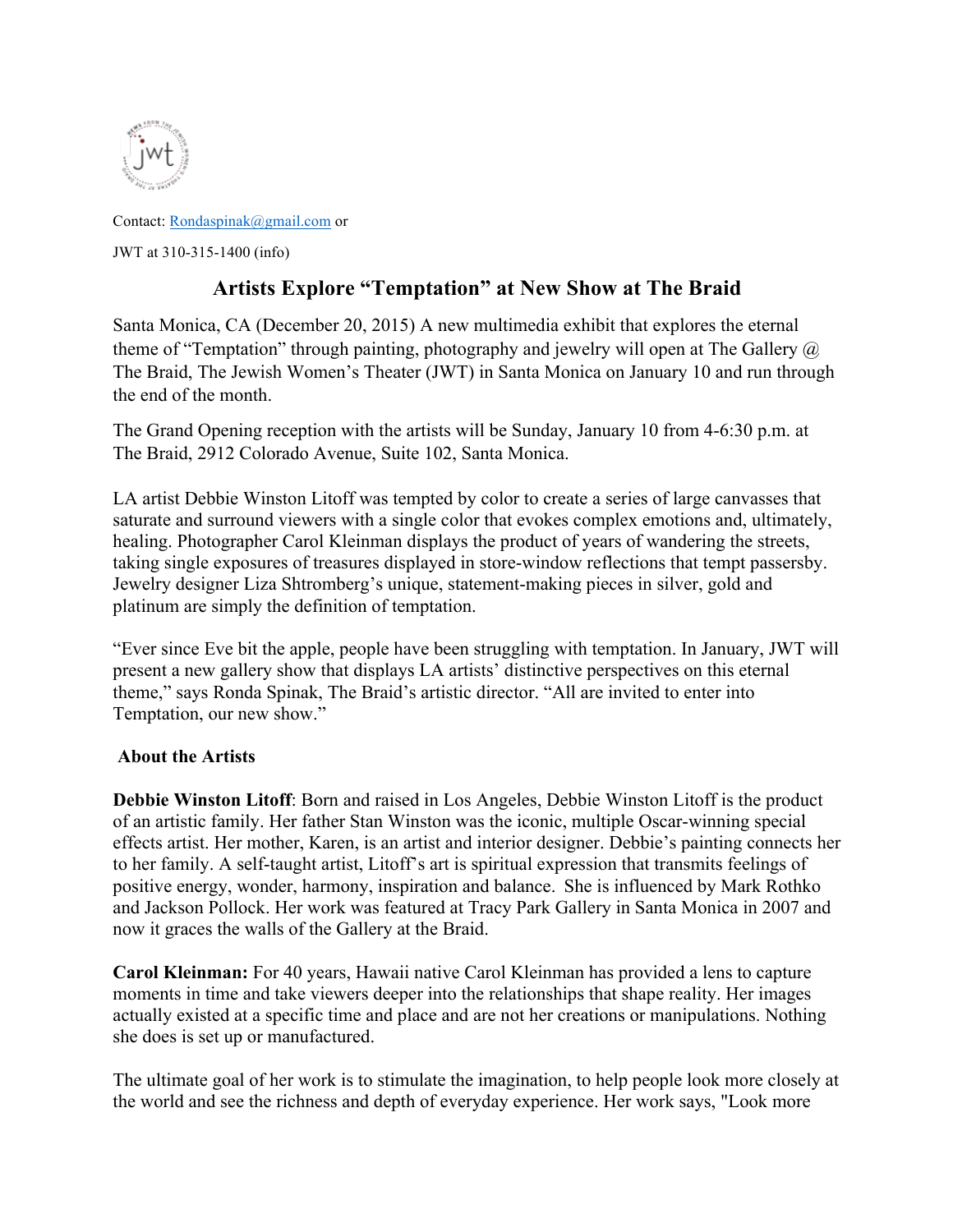Contact: Rondaspinak@gmail.com or

JWT at 310-315-1400 (info)

# Artists Explore "Temptation" at New Show at The Braid

Santa Monica, CA (December 20, 2015) A new multimedia exhibit that explores the eternal theme of "Temptation" through painting, photography and jewelry will open at The Gallery @ The Braid, The Jewish Women's Theater (JWT) in Santa Monica on January 10 and run through the end of the month.

The Grand Opening reception with the artists will be Sunday, January 10 from 4-6:30 p.m. at The Braid, 2912 Colorado Avenue, Suite 102, Santa Monica.

LA artist Debbie Winston Litoff was tempted by color to create a series of large canvasses that saturate and surround viewers with a single color that evokes complex emotions and, ultimately, healing. Photographer Carol Kleinman displays the product of years of wandering the streets, taking single exposures of treasures displayed in store-window reflections that tempt passersby. Jewelry designer Liza Shtromberg's unique, statement-making pieces in silver, gold and platinum are simply the definition of temptation.

"Ever since Eve bit the apple, people have been struggling with temptation. In January, JWT will present a new gallery show that displays LA artists' distinctive perspectives on this eternal theme," says Ronda Spinak, The Braid's artistic director. "All are invited to enter into Temptation, our new show."

## About the Artists

**Debbie Winston Litoff**: Born and raised in Los Angeles, Debbie Winston Litoff is the product of an artistic family. Her father Stan Winston was the iconic, multiple Oscar-winning special effects artist. Her mother, Karen, is an artist and interior designer. Debbie's painting connects her to her family. A self-taught artist, Litoff's art is spiritual expression that transmits feelings of positive energy, wonder, harmony, inspiration and balance. She is influenced by Mark Rothko and Jackson Pollock. Her work was featured at Tracy Park Gallery in Santa Monica in 2007 and now it graces the walls of the Gallery at the Braid.

**Carol Kleinman:** For 40 years, Hawaii native Carol Kleinman has provided a lens to capture moments in time and take viewers deeper into the relationships that shape reality. Her images actually existed at a specific time and place and are not her creations or manipulations. Nothing she does is set up or manufactured.

The ultimate goal of her work is to stimulate the imagination, to help people look more closely at the world and see the richness and depth of everyday experience. Her work says, "Look more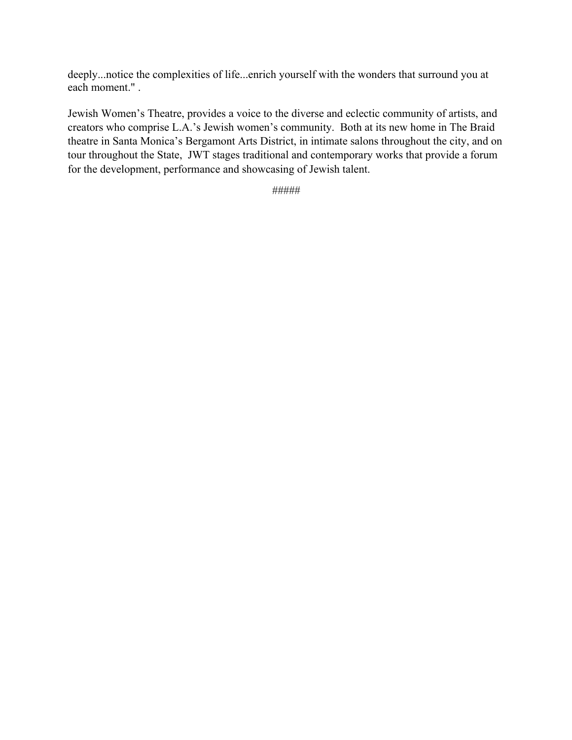deeply...notice the complexities of life...enrich yourself with the wonders that surround you at each moment." .

Jewish Women's Theatre, provides a voice to the diverse and eclectic community of artists, and creators who comprise L.A.'s Jewish women's community. Both at its new home in The Braid theatre in Santa Monica's Bergamont Arts District, in intimate salons throughout the city, and on tour throughout the State, JWT stages traditional and contemporary works that provide a forum for the development, performance and showcasing of Jewish talent.

#####